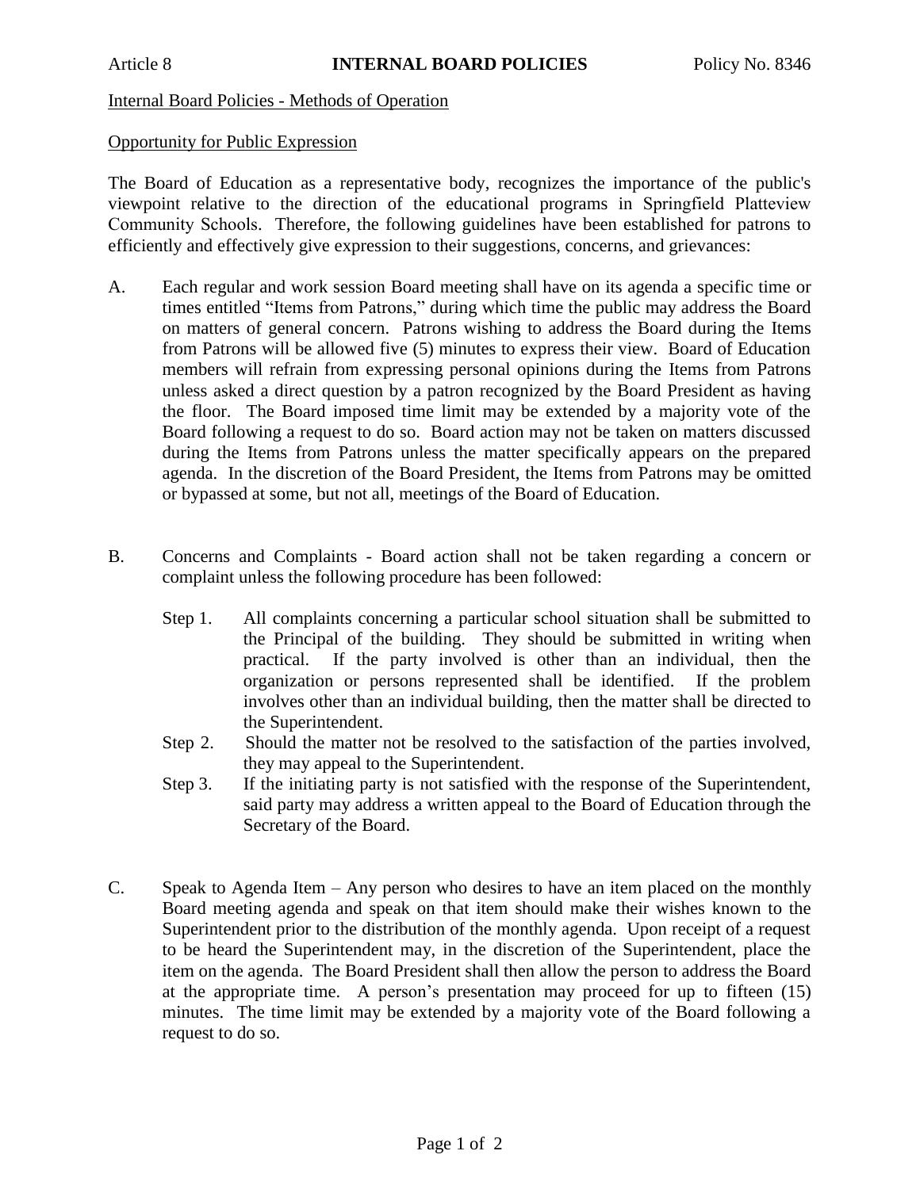Article 8 **INTERNAL BOARD POLICIES** Policy No. 8346

Internal Board Policies - Methods of Operation

Opportunity for Public Expression

The Board of Education as a representative body, recognizes the importance of the public's viewpoint relative to the direction of the educational programs in Springfield Platteview Community Schools. Therefore, the following guidelines have been established for patrons to efficiently and effectively give expression to their suggestions, concerns, and grievances:

A. Each regular and work session Board meeting shall have on its agenda a specific time or times entitled "Items from Patrons," during which time the public may address the Board on matters of general concern. Patrons wishing to address the Board during the Items from Patrons will be allowed five (5) minutes to express their view. Board of Education members will refrain from expressing personal opinions during the Items from Patrons unless asked a direct question by a patron recognized by the Board President as having the floor. The Board imposed time limit may be extended by a majority vote of the Board following a request to do so. Board action may not be taken on matters discussed during the Items from Patrons unless the matter specifically appears on the prepared agenda. In the discretion of the Board President, the Items from Patrons may be omitted or bypassed at some, but not all, meetings of the Board of Education.

B. Concerns and Complaints - Board action shall not be taken regarding a concern or complaint unless the following procedure has been followed:

   Step 1. All complaints concerning a particular school situation shall be submitted to the Principal of the building. They should be submitted in writing when practical. If the party involved is other than an individual, then the organization or persons represented shall be identified. If the problem involves other than an individual building, then the matter shall be directed to the Superintendent.

   Step 2. Should the matter not be resolved to the satisfaction of the parties involved, they may appeal to the Superintendent.

   Step 3. If the initiating party is not satisfied with the response of the Superintendent, said party may address a written appeal to the Board of Education through the Secretary of the Board.

C. Speak to Agenda Item – Any person who desires to have an item placed on the monthly Board meeting agenda and speak on that item should make their wishes known to the Superintendent prior to the distribution of the monthly agenda. Upon receipt of a request to be heard the Superintendent may, in the discretion of the Superintendent, place the item on the agenda. The Board President shall then allow the person to address the Board at the appropriate time. A person's presentation may proceed for up to fifteen (15) minutes. The time limit may be extended by a majority vote of the Board following a request to do so.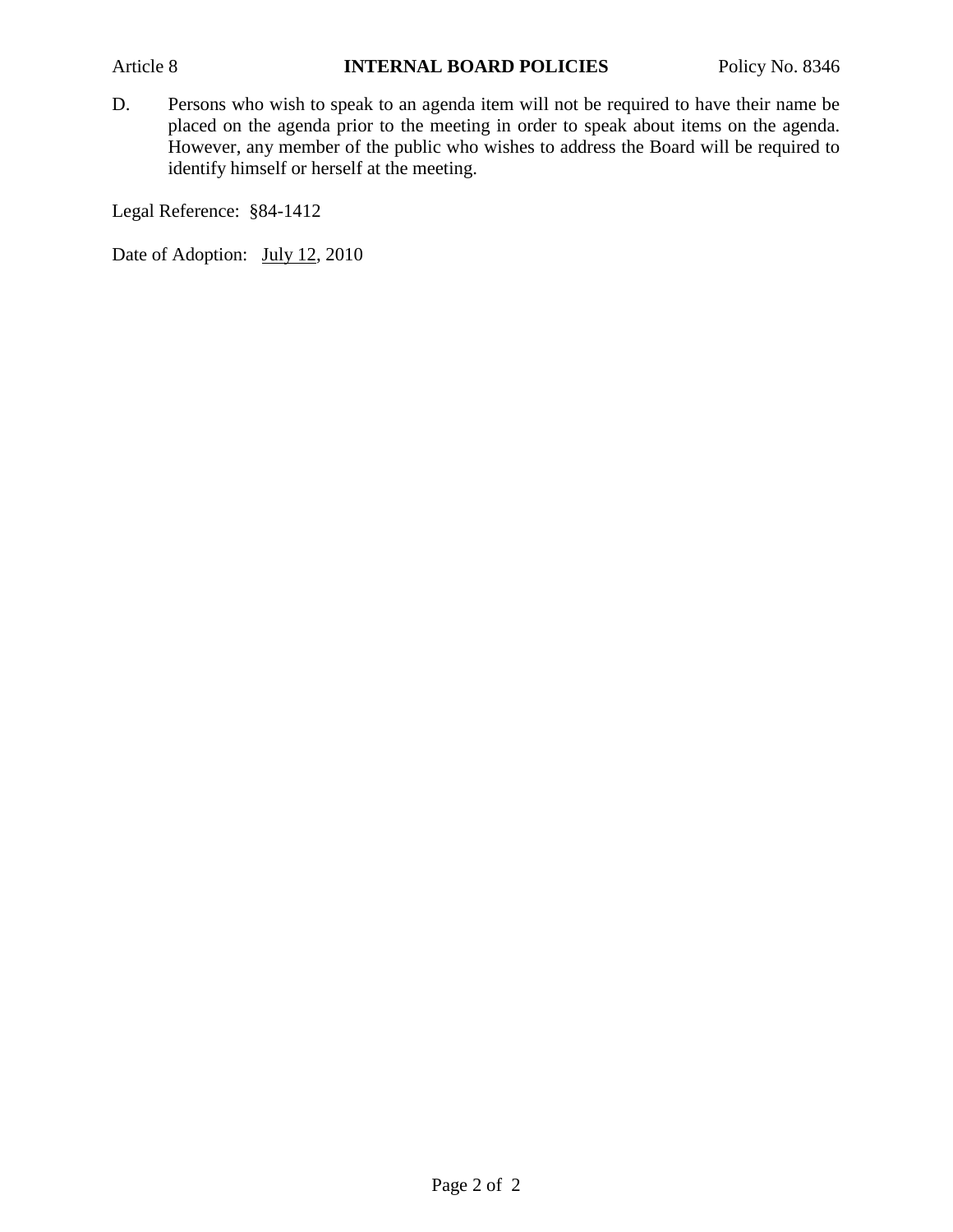D. Persons who wish to speak to an agenda item will not be required to have their name be placed on the agenda prior to the meeting in order to speak about items on the agenda. However, any member of the public who wishes to address the Board will be required to identify himself or herself at the meeting.

Legal Reference: §84-1412

Date of Adoption: July 12, 2010